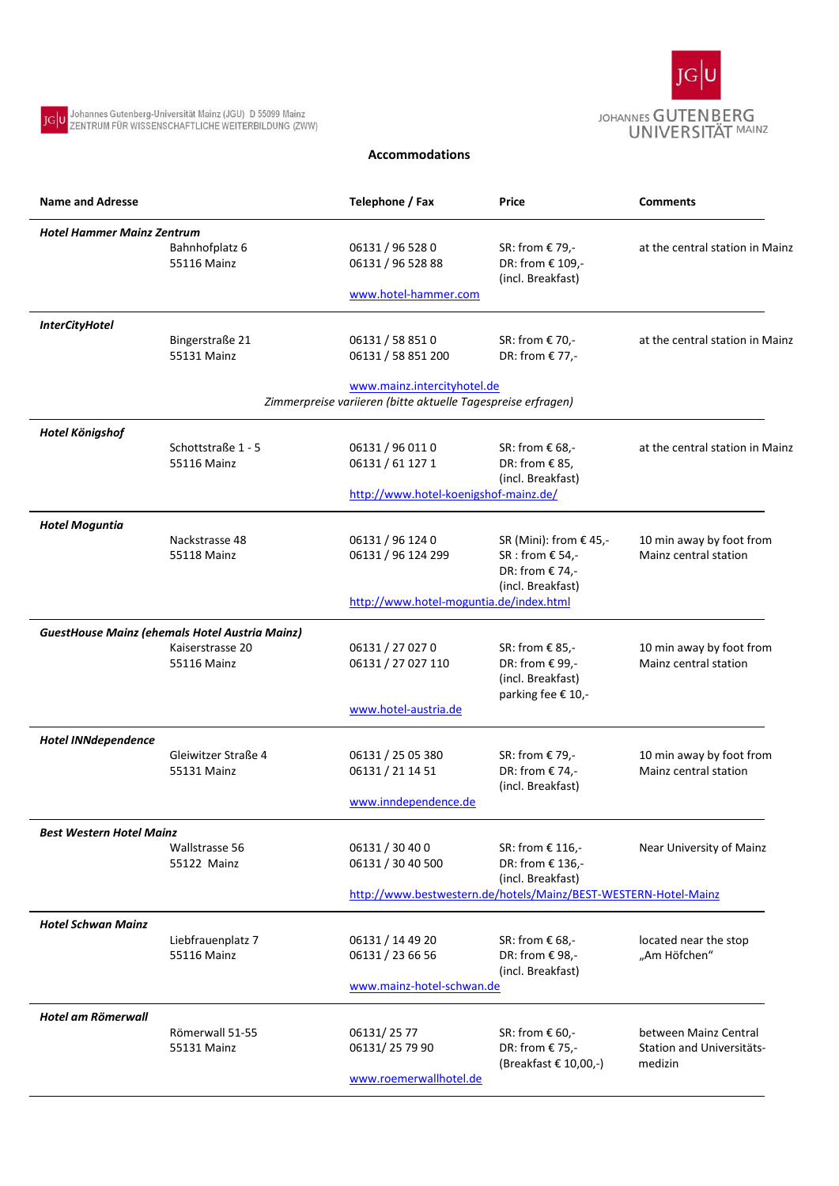Johannes Gutenberg-Universität Mainz (JGU) D 55099 Mainz
ZENTRUM FÜR WISSENSCHAFTLICHE WEITERBILDUNG (ZWW)

JOHANNES GUTENBERG UNIVERSITÄT MAINZ

## Accommodations

| Name and Adresse | | Telephone / Fax | Price | Comments |
|---|---|---|---|---|
| ***Hotel Hammer Mainz Zentrum*** | Bahnhofplatz 6<br>55116 Mainz | 06131 / 96 528 0<br>06131 / 96 528 88<br>www.hotel-hammer.com | SR: from € 79,-<br>DR: from € 109,-<br>(incl. Breakfast) | at the central station in Mainz |
| ***InterCityHotel*** | Bingerstraße 21<br>55131 Mainz | 06131 / 58 851 0<br>06131 / 58 851 200<br>www.mainz.intercityhotel.de<br>*Zimmerpreise variieren (bitte aktuelle Tagespreise erfragen)* | SR: from € 70,-<br>DR: from € 77,- | at the central station in Mainz |
| ***Hotel Königshof*** | Schottstraße 1 - 5<br>55116 Mainz | 06131 / 96 011 0<br>06131 / 61 127 1<br>http://www.hotel-koenigshof-mainz.de/ | SR: from € 68,-<br>DR: from € 85,<br>(incl. Breakfast) | at the central station in Mainz |
| ***Hotel Moguntia*** | Nackstrasse 48<br>55118 Mainz | 06131 / 96 124 0<br>06131 / 96 124 299<br>http://www.hotel-moguntia.de/index.html | SR (Mini): from € 45,-<br>SR : from € 54,-<br>DR: from € 74,-<br>(incl. Breakfast) | 10 min away by foot from Mainz central station |
| ***GuestHouse Mainz (ehemals Hotel Austria Mainz)*** | Kaiserstrasse 20<br>55116 Mainz | 06131 / 27 027 0<br>06131 / 27 027 110<br>www.hotel-austria.de | SR: from € 85,-<br>DR: from € 99,-<br>(incl. Breakfast)<br>parking fee € 10,- | 10 min away by foot from Mainz central station |
| ***Hotel INNdependence*** | Gleiwitzer Straße 4<br>55131 Mainz | 06131 / 25 05 380<br>06131 / 21 14 51<br>www.inndependence.de | SR: from € 79,-<br>DR: from € 74,-<br>(incl. Breakfast) | 10 min away by foot from Mainz central station |
| ***Best Western Hotel Mainz*** | Wallstrasse 56<br>55122 Mainz | 06131 / 30 40 0<br>06131 / 30 40 500<br>http://www.bestwestern.de/hotels/Mainz/BEST-WESTERN-Hotel-Mainz | SR: from € 116,-<br>DR: from € 136,-<br>(incl. Breakfast) | Near University of Mainz |
| ***Hotel Schwan Mainz*** | Liebfrauenplatz 7<br>55116 Mainz | 06131 / 14 49 20<br>06131 / 23 66 56<br>www.mainz-hotel-schwan.de | SR: from € 68,-<br>DR: from € 98,-<br>(incl. Breakfast) | located near the stop „Am Höfchen" |
| ***Hotel am Römerwall*** | Römerwall 51-55<br>55131 Mainz | 06131/ 25 77<br>06131/ 25 79 90<br>www.roemerwallhotel.de | SR: from € 60,-<br>DR: from € 75,-<br>(Breakfast € 10,00,-) | between Mainz Central Station and Universitäts-medizin |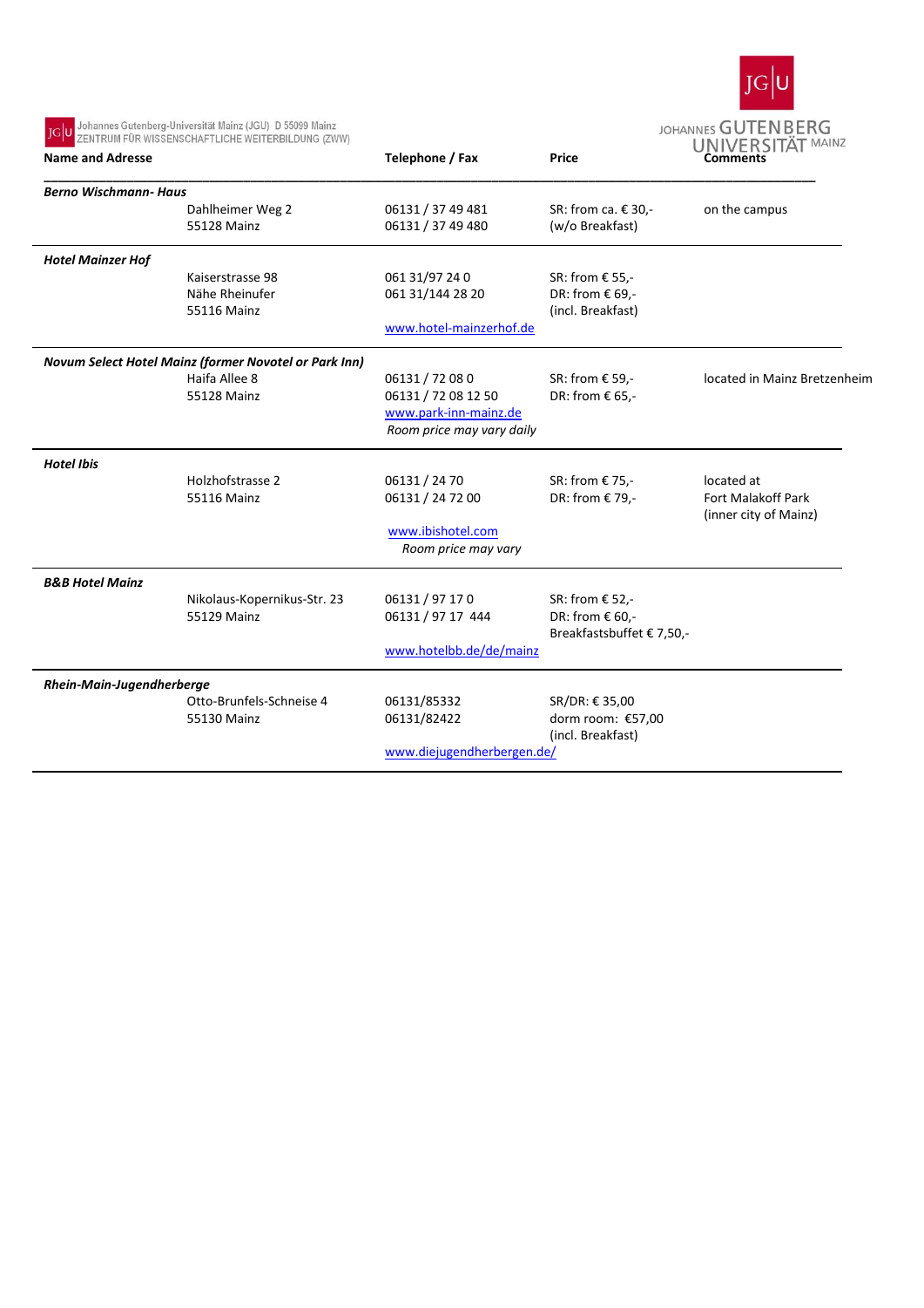Johannes Gutenberg-Universität Mainz (JGU) D 55099 Mainz
ZENTRUM FÜR WISSENSCHAFTLICHE WEITERBILDUNG (ZWW)

JOHANNES GUTENBERG UNIVERSITÄT MAINZ

| Name and Adresse | | Telephone / Fax | Price | Comments |
|---|---|---|---|---|
| ***Berno Wischmann- Haus*** | Dahlheimer Weg 2<br>55128 Mainz | 06131 / 37 49 481<br>06131 / 37 49 480 | SR: from ca. € 30,-<br>(w/o Breakfast) | on the campus |
| ***Hotel Mainzer Hof*** | Kaiserstrasse 98<br>Nähe Rheinufer<br>55116 Mainz | 061 31/97 24 0<br>061 31/144 28 20<br>www.hotel-mainzerhof.de | SR: from € 55,-<br>DR: from € 69,-<br>(incl. Breakfast) | |
| ***Novum Select Hotel Mainz (former Novotel or Park Inn)*** | Haifa Allee 8<br>55128 Mainz | 06131 / 72 08 0<br>06131 / 72 08 12 50<br>www.park-inn-mainz.de<br>*Room price may vary daily* | SR: from € 59,-<br>DR: from € 65,- | located in Mainz Bretzenheim |
| ***Hotel Ibis*** | Holzhofstrasse 2<br>55116 Mainz | 06131 / 24 70<br>06131 / 24 72 00<br>www.ibishotel.com<br>*Room price may vary* | SR: from € 75,-<br>DR: from € 79,- | located at<br>Fort Malakoff Park<br>(inner city of Mainz) |
| ***B&B Hotel Mainz*** | Nikolaus-Kopernikus-Str. 23<br>55129 Mainz | 06131 / 97 17 0<br>06131 / 97 17 444<br>www.hotelbb.de/de/mainz | SR: from € 52,-<br>DR: from € 60,-<br>Breakfastsbuffet € 7,50,- | |
| ***Rhein-Main-Jugendherberge*** | Otto-Brunfels-Schneise 4<br>55130 Mainz | 06131/85332<br>06131/82422<br>www.diejugendherbergen.de/ | SR/DR: € 35,00<br>dorm room: €57,00<br>(incl. Breakfast) | |